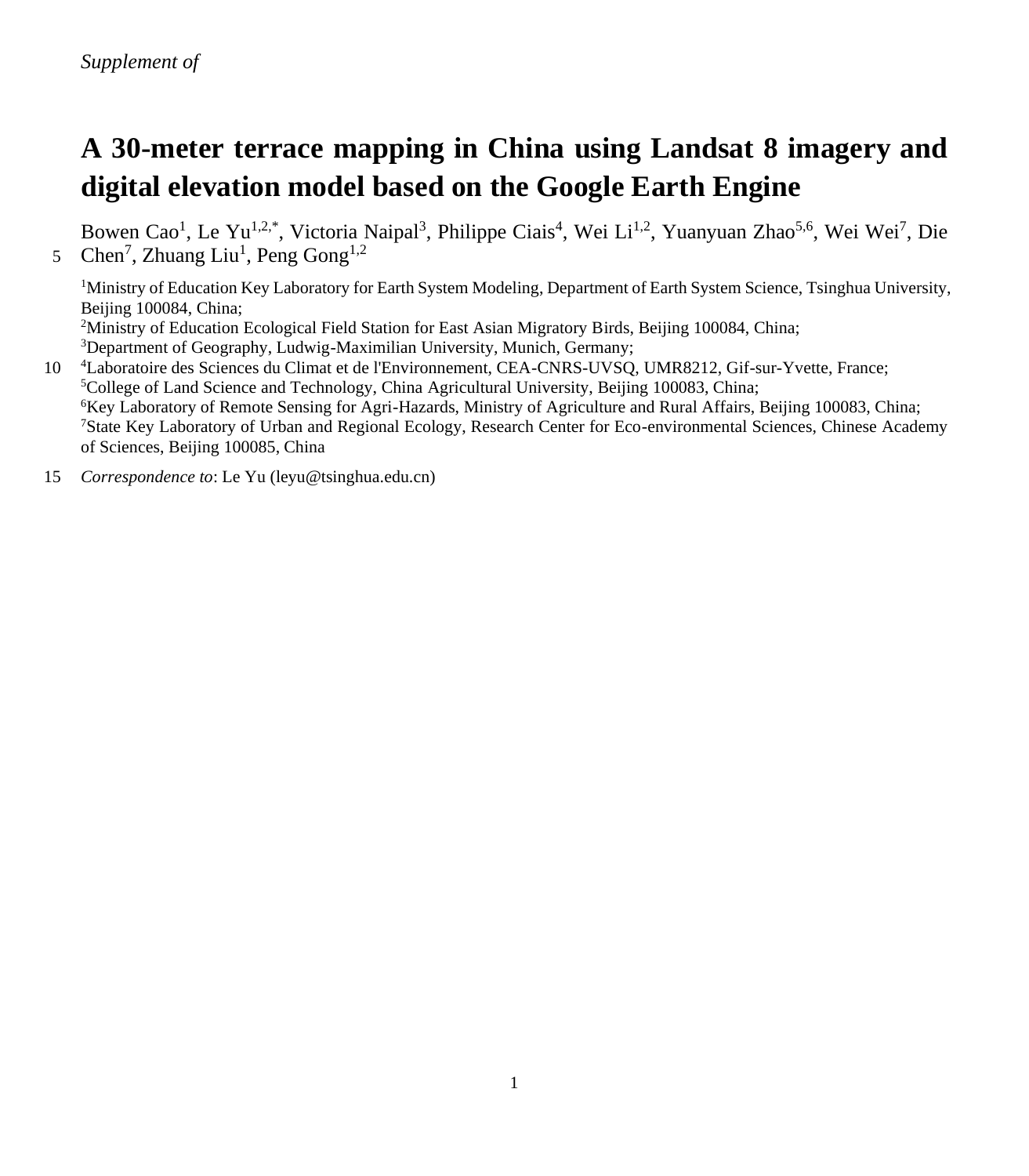*Supplement of*

# A 30-meter terrace mapping in China using Landsat 8 imagery and digital elevation model based on the Google Earth Engine

Bowen Cao[1], Le Yu[1,2,*], Victoria Naipal[3], Philippe Ciais[4], Wei Li[1,2], Yuanyuan Zhao[5,6], Wei Wei[7], Die Chen[7], Zhuang Liu[1], Peng Gong[1,2]

[1]Ministry of Education Key Laboratory for Earth System Modeling, Department of Earth System Science, Tsinghua University, Beijing 100084, China;
[2]Ministry of Education Ecological Field Station for East Asian Migratory Birds, Beijing 100084, China;
[3]Department of Geography, Ludwig-Maximilian University, Munich, Germany;
[4]Laboratoire des Sciences du Climat et de l'Environnement, CEA-CNRS-UVSQ, UMR8212, Gif-sur-Yvette, France;
[5]College of Land Science and Technology, China Agricultural University, Beijing 100083, China;
[6]Key Laboratory of Remote Sensing for Agri-Hazards, Ministry of Agriculture and Rural Affairs, Beijing 100083, China;
[7]State Key Laboratory of Urban and Regional Ecology, Research Center for Eco-environmental Sciences, Chinese Academy of Sciences, Beijing 100085, China

*Correspondence to*: Le Yu (leyu@tsinghua.edu.cn)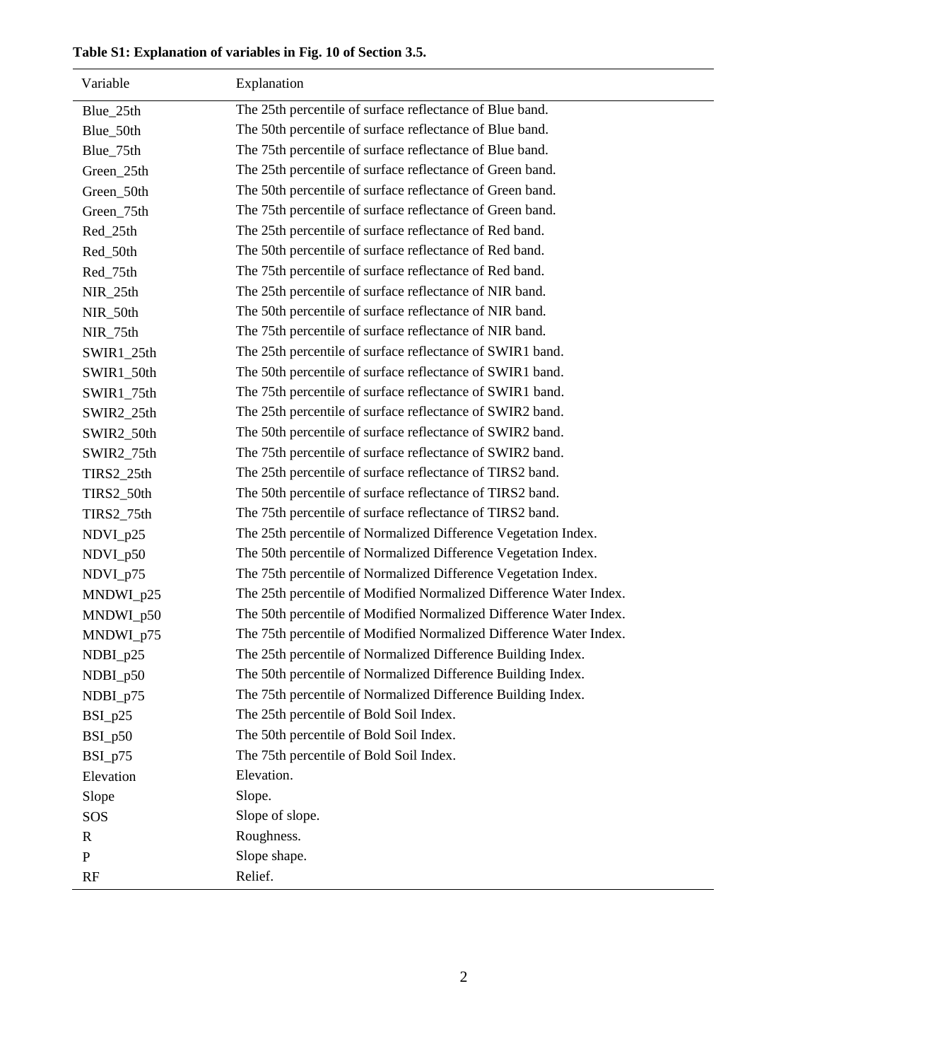**Table S1: Explanation of variables in Fig. 10 of Section 3.5.**

| Variable | Explanation |
|---|---|
| Blue_25th | The 25th percentile of surface reflectance of Blue band. |
| Blue_50th | The 50th percentile of surface reflectance of Blue band. |
| Blue_75th | The 75th percentile of surface reflectance of Blue band. |
| Green_25th | The 25th percentile of surface reflectance of Green band. |
| Green_50th | The 50th percentile of surface reflectance of Green band. |
| Green_75th | The 75th percentile of surface reflectance of Green band. |
| Red_25th | The 25th percentile of surface reflectance of Red band. |
| Red_50th | The 50th percentile of surface reflectance of Red band. |
| Red_75th | The 75th percentile of surface reflectance of Red band. |
| NIR_25th | The 25th percentile of surface reflectance of NIR band. |
| NIR_50th | The 50th percentile of surface reflectance of NIR band. |
| NIR_75th | The 75th percentile of surface reflectance of NIR band. |
| SWIR1_25th | The 25th percentile of surface reflectance of SWIR1 band. |
| SWIR1_50th | The 50th percentile of surface reflectance of SWIR1 band. |
| SWIR1_75th | The 75th percentile of surface reflectance of SWIR1 band. |
| SWIR2_25th | The 25th percentile of surface reflectance of SWIR2 band. |
| SWIR2_50th | The 50th percentile of surface reflectance of SWIR2 band. |
| SWIR2_75th | The 75th percentile of surface reflectance of SWIR2 band. |
| TIRS2_25th | The 25th percentile of surface reflectance of TIRS2 band. |
| TIRS2_50th | The 50th percentile of surface reflectance of TIRS2 band. |
| TIRS2_75th | The 75th percentile of surface reflectance of TIRS2 band. |
| NDVI_p25 | The 25th percentile of Normalized Difference Vegetation Index. |
| NDVI_p50 | The 50th percentile of Normalized Difference Vegetation Index. |
| NDVI_p75 | The 75th percentile of Normalized Difference Vegetation Index. |
| MNDWI_p25 | The 25th percentile of Modified Normalized Difference Water Index. |
| MNDWI_p50 | The 50th percentile of Modified Normalized Difference Water Index. |
| MNDWI_p75 | The 75th percentile of Modified Normalized Difference Water Index. |
| NDBI_p25 | The 25th percentile of Normalized Difference Building Index. |
| NDBI_p50 | The 50th percentile of Normalized Difference Building Index. |
| NDBI_p75 | The 75th percentile of Normalized Difference Building Index. |
| BSI_p25 | The 25th percentile of Bold Soil Index. |
| BSI_p50 | The 50th percentile of Bold Soil Index. |
| BSI_p75 | The 75th percentile of Bold Soil Index. |
| Elevation | Elevation. |
| Slope | Slope. |
| SOS | Slope of slope. |
| R | Roughness. |
| P | Slope shape. |
| RF | Relief. |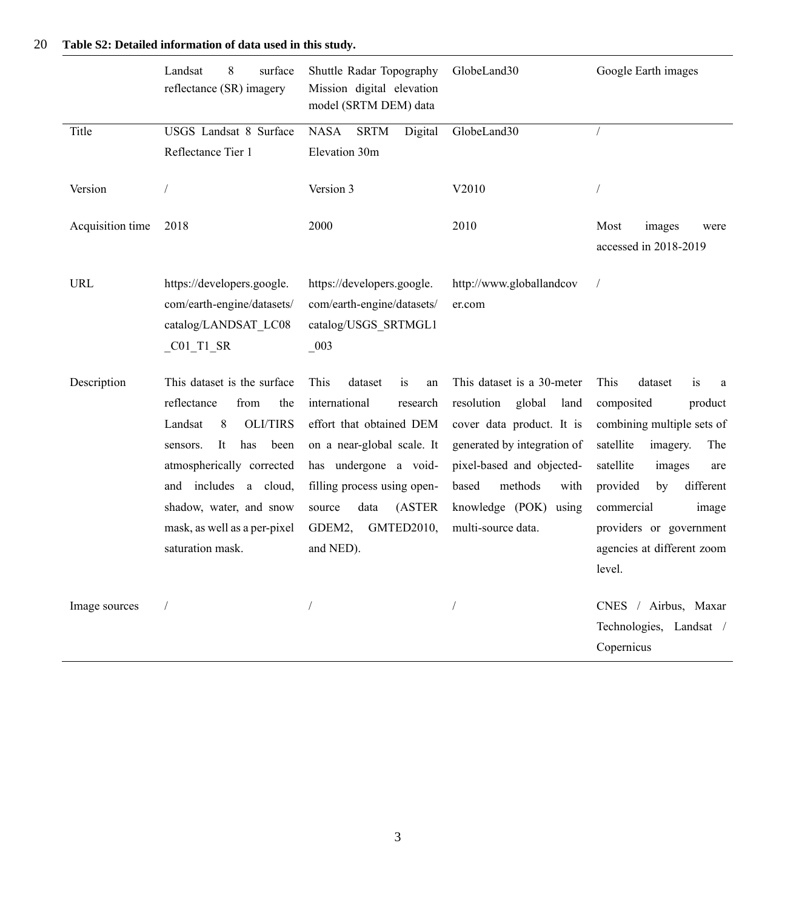**Table S2: Detailed information of data used in this study.**

| | Landsat 8 surface reflectance (SR) imagery | Shuttle Radar Topography Mission digital elevation model (SRTM DEM) data | GlobeLand30 | Google Earth images |
|---|---|---|---|---|
| Title | USGS Landsat 8 Surface Reflectance Tier 1 | NASA SRTM Digital Elevation 30m | GlobeLand30 | / |
| Version | / | Version 3 | V2010 | / |
| Acquisition time | 2018 | 2000 | 2010 | Most images were accessed in 2018-2019 |
| URL | https://developers.google.com/earth-engine/datasets/catalog/LANDSAT_LC08_C01_T1_SR | https://developers.google.com/earth-engine/datasets/catalog/USGS_SRTMGL1_003 | http://www.globallandcover.com | / |
| Description | This dataset is the surface reflectance from the Landsat 8 OLI/TIRS sensors. It has been atmospherically corrected and includes a cloud, shadow, water, and snow mask, as well as a per-pixel saturation mask. | This dataset is an international research effort that obtained DEM on a near-global scale. It has undergone a void-filling process using open-source data (ASTER GDEM2, GMTED2010, and NED). | This dataset is a 30-meter resolution global land cover data product. It is generated by integration of pixel-based and objected-based methods with knowledge (POK) using multi-source data. | This dataset is a composited product combining multiple sets of satellite imagery. The satellite images are provided by different commercial image providers or government agencies at different zoom level. |
| Image sources | / | / | / | CNES / Airbus, Maxar Technologies, Landsat / Copernicus |